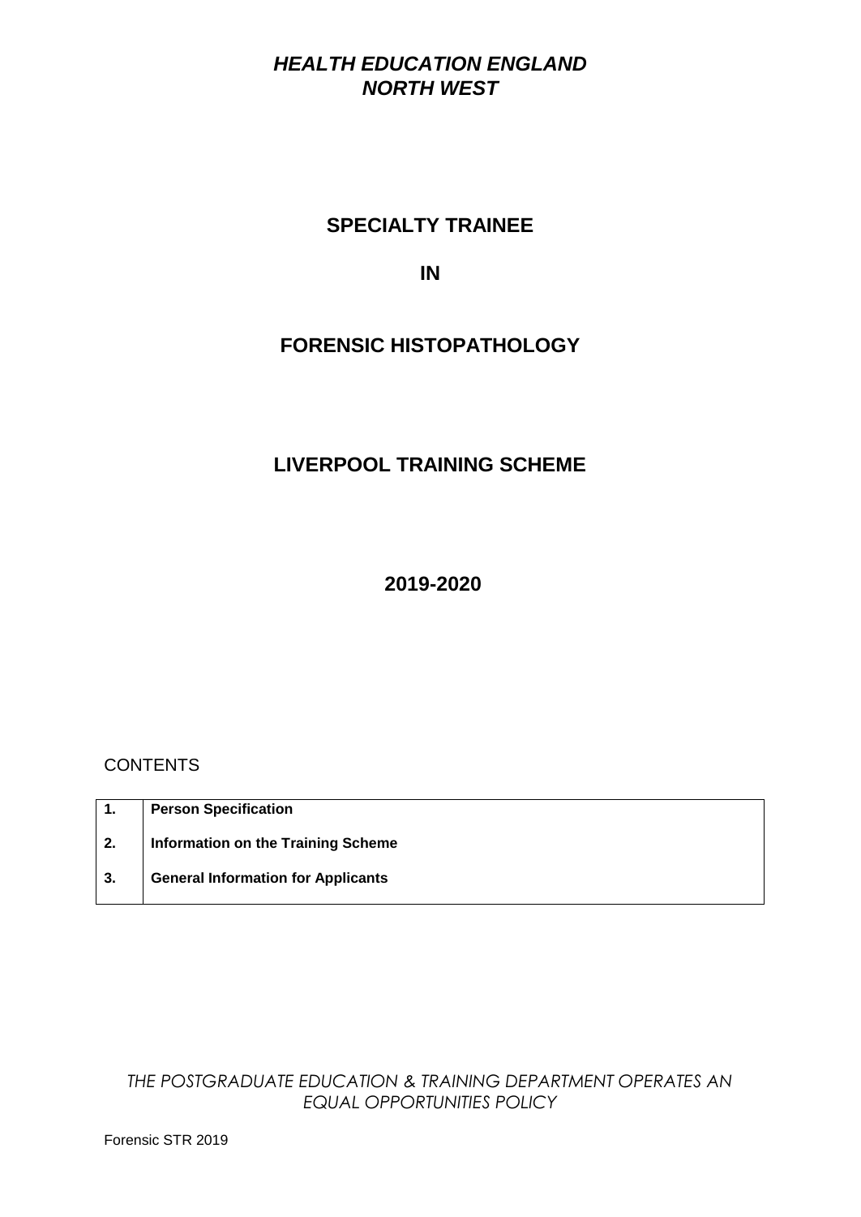***HEALTH EDUCATION ENGLAND***
***NORTH WEST***

# SPECIALTY TRAINEE

# IN

# FORENSIC HISTOPATHOLOGY

## LIVERPOOL TRAINING SCHEME

## 2019-2020

CONTENTS

| | |
|---|---|
| **1.** | **Person Specification** |
| **2.** | **Information on the Training Scheme** |
| **3.** | **General Information for Applicants** |

*THE POSTGRADUATE EDUCATION & TRAINING DEPARTMENT OPERATES AN EQUAL OPPORTUNITIES POLICY*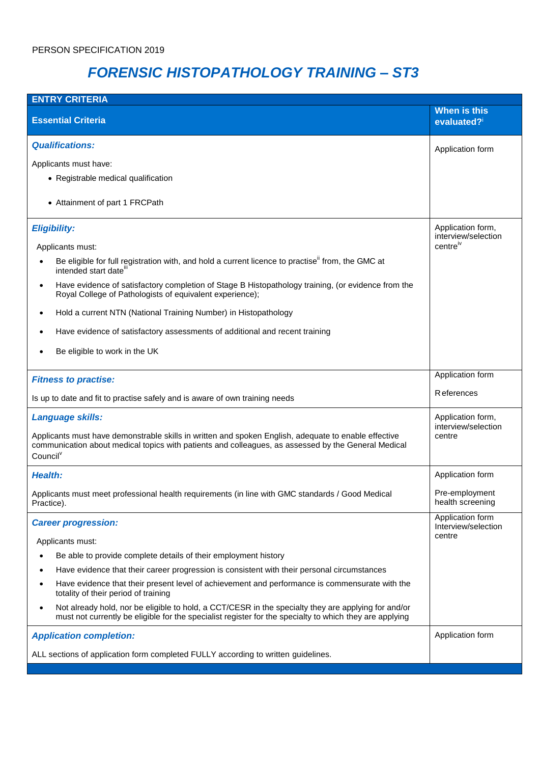PERSON SPECIFICATION 2019

# *FORENSIC HISTOPATHOLOGY TRAINING – ST3*

| ENTRY CRITERIA | |
|---|---|
| **Essential Criteria** | **When is this evaluated?**[i] |
| ***Qualifications:***<br><br>Applicants must have:<br>• Registrable medical qualification<br>• Attainment of part 1 FRCPath | Application form |
| ***Eligibility:***<br><br>Applicants must:<br>• Be eligible for full registration with, and hold a current licence to practise[ii] from, the GMC at intended start date[iii]<br>• Have evidence of satisfactory completion of Stage B Histopathology training, (or evidence from the Royal College of Pathologists of equivalent experience);<br>• Hold a current NTN (National Training Number) in Histopathology<br>• Have evidence of satisfactory assessments of additional and recent training<br>• Be eligible to work in the UK | Application form, interview/selection centre[iv] |
| ***Fitness to practise:***<br><br>Is up to date and fit to practise safely and is aware of own training needs | Application form<br><br>References |
| ***Language skills:***<br><br>Applicants must have demonstrable skills in written and spoken English, adequate to enable effective communication about medical topics with patients and colleagues, as assessed by the General Medical Council[v] | Application form, interview/selection centre |
| ***Health:***<br><br>Applicants must meet professional health requirements (in line with GMC standards / Good Medical Practice). | Application form<br><br>Pre-employment health screening |
| ***Career progression:***<br><br>Applicants must:<br>• Be able to provide complete details of their employment history<br>• Have evidence that their career progression is consistent with their personal circumstances<br>• Have evidence that their present level of achievement and performance is commensurate with the totality of their period of training<br>• Not already hold, nor be eligible to hold, a CCT/CESR in the specialty they are applying for and/or must not currently be eligible for the specialist register for the specialty to which they are applying | Application form Interview/selection centre |
| ***Application completion:***<br><br>ALL sections of application form completed FULLY according to written guidelines. | Application form |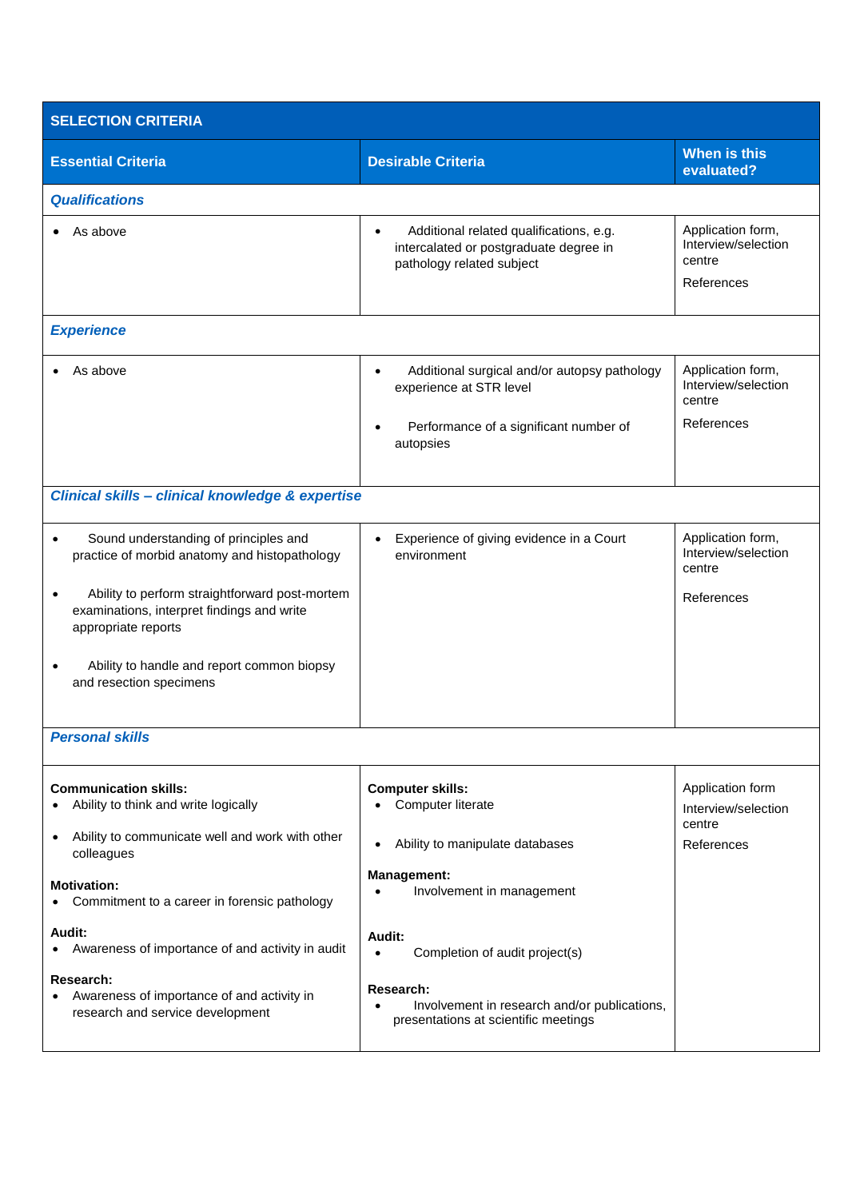| SELECTION CRITERIA | | |
|---|---|---|
| **Essential Criteria** | **Desirable Criteria** | **When is this evaluated?** |
| ***Qualifications*** | | |
| • As above | • Additional related qualifications, e.g. intercalated or postgraduate degree in pathology related subject | Application form, Interview/selection centre<br><br>References |
| ***Experience*** | | |
| • As above | • Additional surgical and/or autopsy pathology experience at STR level<br><br>• Performance of a significant number of autopsies | Application form, Interview/selection centre<br><br>References |
| ***Clinical skills – clinical knowledge & expertise*** | | |
| • Sound understanding of principles and practice of morbid anatomy and histopathology<br><br>• Ability to perform straightforward post-mortem examinations, interpret findings and write appropriate reports<br><br>• Ability to handle and report common biopsy and resection specimens | • Experience of giving evidence in a Court environment | Application form, Interview/selection centre<br><br>References |
| ***Personal skills*** | | |
| **Communication skills:**<br>• Ability to think and write logically<br><br>• Ability to communicate well and work with other colleagues<br><br>**Motivation:**<br>• Commitment to a career in forensic pathology<br><br>**Audit:**<br>• Awareness of importance of and activity in audit<br><br>**Research:**<br>• Awareness of importance of and activity in research and service development | **Computer skills:**<br>• Computer literate<br><br>• Ability to manipulate databases<br><br>**Management:**<br>• Involvement in management<br><br>**Audit:**<br>• Completion of audit project(s)<br><br>**Research:**<br>• Involvement in research and/or publications, presentations at scientific meetings | Application form<br><br>Interview/selection centre<br><br>References |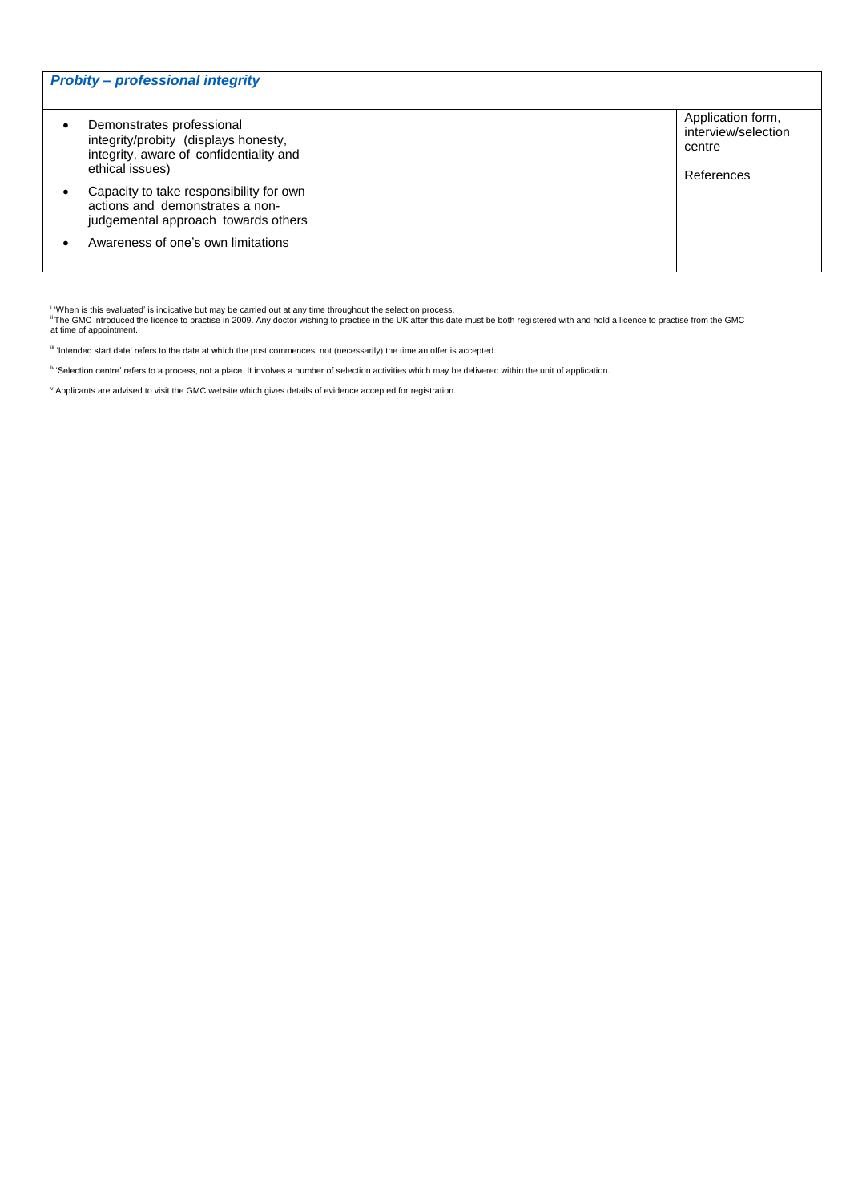| *Probity – professional integrity* | | |
|---|---|---|
| • Demonstrates professional integrity/probity (displays honesty, integrity, aware of confidentiality and ethical issues)<br>• Capacity to take responsibility for own actions and demonstrates a non-judgemental approach towards others<br>• Awareness of one's own limitations | | Application form, interview/selection centre<br><br>References |

[i] 'When is this evaluated' is indicative but may be carried out at any time throughout the selection process.
[ii] The GMC introduced the licence to practise in 2009. Any doctor wishing to practise in the UK after this date must be both registered with and hold a licence to practise from the GMC at time of appointment.

[iii] 'Intended start date' refers to the date at which the post commences, not (necessarily) the time an offer is accepted.

[iv] 'Selection centre' refers to a process, not a place. It involves a number of selection activities which may be delivered within the unit of application.

[v] Applicants are advised to visit the GMC website which gives details of evidence accepted for registration.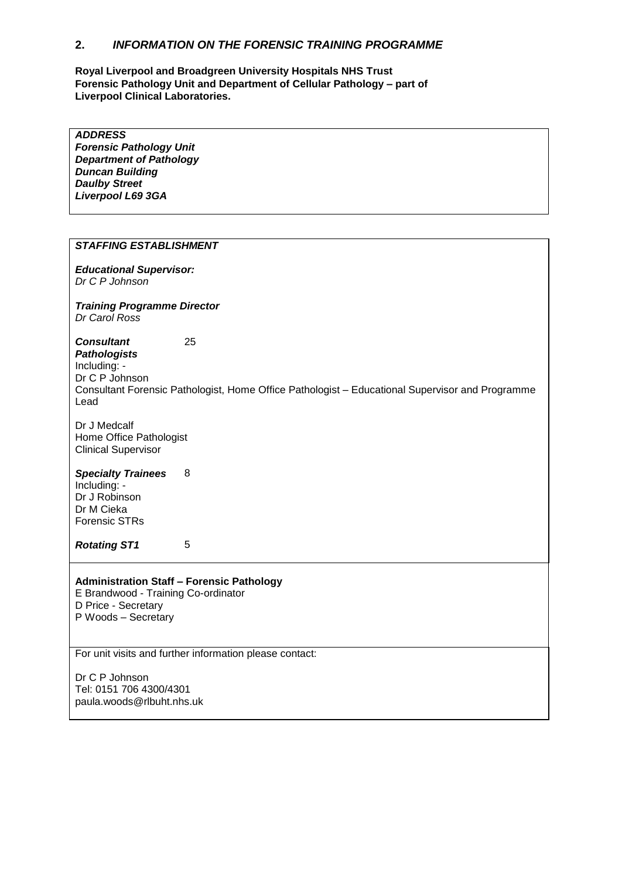## 2. *INFORMATION ON THE FORENSIC TRAINING PROGRAMME*

**Royal Liverpool and Broadgreen University Hospitals NHS Trust**
**Forensic Pathology Unit and Department of Cellular Pathology – part of Liverpool Clinical Laboratories.**

***ADDRESS***
***Forensic Pathology Unit***
***Department of Pathology***
***Duncan Building***
***Daulby Street***
***Liverpool L69 3GA***

***STAFFING ESTABLISHMENT***

***Educational Supervisor:***
*Dr C P Johnson*

***Training Programme Director***
*Dr Carol Ross*

***Consultant Pathologists*** 25
Including: -
Dr C P Johnson
Consultant Forensic Pathologist, Home Office Pathologist – Educational Supervisor and Programme Lead

Dr J Medcalf
Home Office Pathologist
Clinical Supervisor

***Specialty Trainees*** 8
Including: -
Dr J Robinson
Dr M Cieka
Forensic STRs

***Rotating ST1*** 5

**Administration Staff – Forensic Pathology**
E Brandwood - Training Co-ordinator
D Price - Secretary
P Woods – Secretary

For unit visits and further information please contact:

Dr C P Johnson
Tel: 0151 706 4300/4301
paula.woods@rlbuht.nhs.uk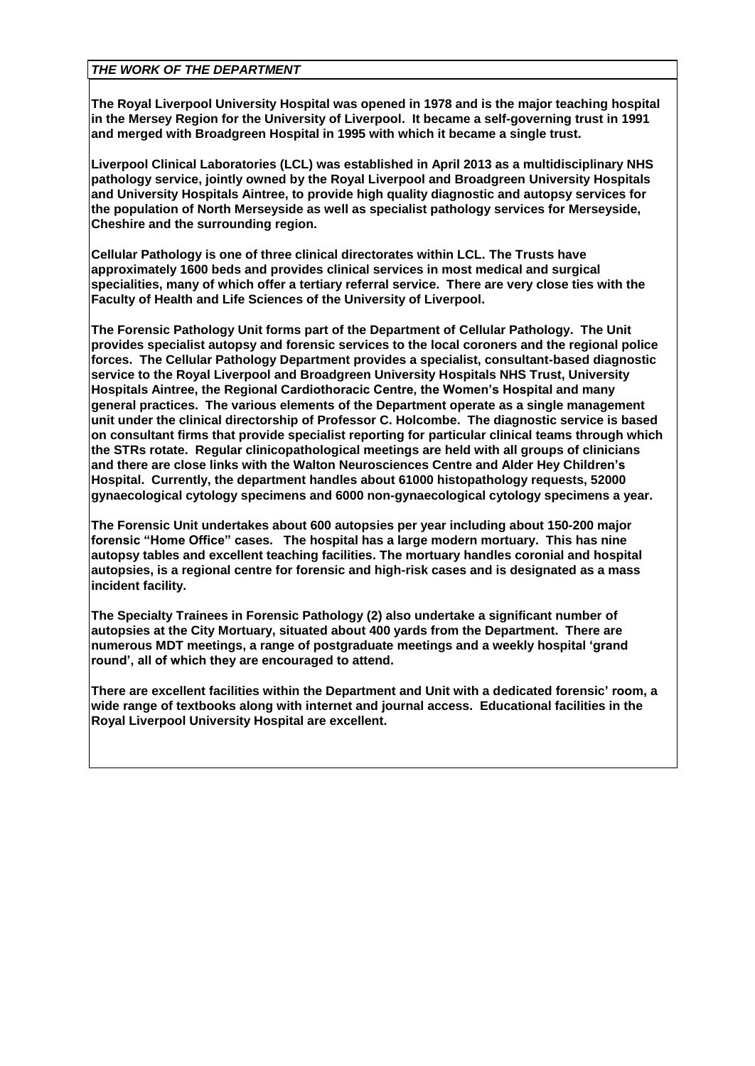***THE WORK OF THE DEPARTMENT***

**The Royal Liverpool University Hospital was opened in 1978 and is the major teaching hospital in the Mersey Region for the University of Liverpool. It became a self-governing trust in 1991 and merged with Broadgreen Hospital in 1995 with which it became a single trust.**

**Liverpool Clinical Laboratories (LCL) was established in April 2013 as a multidisciplinary NHS pathology service, jointly owned by the Royal Liverpool and Broadgreen University Hospitals and University Hospitals Aintree, to provide high quality diagnostic and autopsy services for the population of North Merseyside as well as specialist pathology services for Merseyside, Cheshire and the surrounding region.**

**Cellular Pathology is one of three clinical directorates within LCL. The Trusts have approximately 1600 beds and provides clinical services in most medical and surgical specialities, many of which offer a tertiary referral service. There are very close ties with the Faculty of Health and Life Sciences of the University of Liverpool.**

**The Forensic Pathology Unit forms part of the Department of Cellular Pathology. The Unit provides specialist autopsy and forensic services to the local coroners and the regional police forces. The Cellular Pathology Department provides a specialist, consultant-based diagnostic service to the Royal Liverpool and Broadgreen University Hospitals NHS Trust, University Hospitals Aintree, the Regional Cardiothoracic Centre, the Women's Hospital and many general practices. The various elements of the Department operate as a single management unit under the clinical directorship of Professor C. Holcombe. The diagnostic service is based on consultant firms that provide specialist reporting for particular clinical teams through which the STRs rotate. Regular clinicopathological meetings are held with all groups of clinicians and there are close links with the Walton Neurosciences Centre and Alder Hey Children's Hospital. Currently, the department handles about 61000 histopathology requests, 52000 gynaecological cytology specimens and 6000 non-gynaecological cytology specimens a year.**

**The Forensic Unit undertakes about 600 autopsies per year including about 150-200 major forensic "Home Office" cases. The hospital has a large modern mortuary. This has nine autopsy tables and excellent teaching facilities. The mortuary handles coronial and hospital autopsies, is a regional centre for forensic and high-risk cases and is designated as a mass incident facility.**

**The Specialty Trainees in Forensic Pathology (2) also undertake a significant number of autopsies at the City Mortuary, situated about 400 yards from the Department. There are numerous MDT meetings, a range of postgraduate meetings and a weekly hospital 'grand round', all of which they are encouraged to attend.**

**There are excellent facilities within the Department and Unit with a dedicated forensic' room, a wide range of textbooks along with internet and journal access. Educational facilities in the Royal Liverpool University Hospital are excellent.**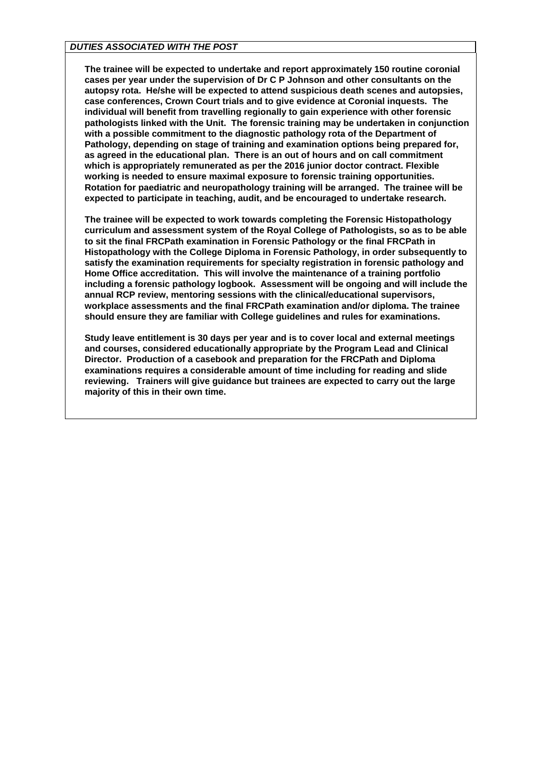***DUTIES ASSOCIATED WITH THE POST***

**The trainee will be expected to undertake and report approximately 150 routine coronial cases per year under the supervision of Dr C P Johnson and other consultants on the autopsy rota. He/she will be expected to attend suspicious death scenes and autopsies, case conferences, Crown Court trials and to give evidence at Coronial inquests. The individual will benefit from travelling regionally to gain experience with other forensic pathologists linked with the Unit. The forensic training may be undertaken in conjunction with a possible commitment to the diagnostic pathology rota of the Department of Pathology, depending on stage of training and examination options being prepared for, as agreed in the educational plan. There is an out of hours and on call commitment which is appropriately remunerated as per the 2016 junior doctor contract. Flexible working is needed to ensure maximal exposure to forensic training opportunities. Rotation for paediatric and neuropathology training will be arranged. The trainee will be expected to participate in teaching, audit, and be encouraged to undertake research.**

**The trainee will be expected to work towards completing the Forensic Histopathology curriculum and assessment system of the Royal College of Pathologists, so as to be able to sit the final FRCPath examination in Forensic Pathology or the final FRCPath in Histopathology with the College Diploma in Forensic Pathology, in order subsequently to satisfy the examination requirements for specialty registration in forensic pathology and Home Office accreditation. This will involve the maintenance of a training portfolio including a forensic pathology logbook. Assessment will be ongoing and will include the annual RCP review, mentoring sessions with the clinical/educational supervisors, workplace assessments and the final FRCPath examination and/or diploma. The trainee should ensure they are familiar with College guidelines and rules for examinations.**

**Study leave entitlement is 30 days per year and is to cover local and external meetings and courses, considered educationally appropriate by the Program Lead and Clinical Director. Production of a casebook and preparation for the FRCPath and Diploma examinations requires a considerable amount of time including for reading and slide reviewing. Trainers will give guidance but trainees are expected to carry out the large majority of this in their own time.**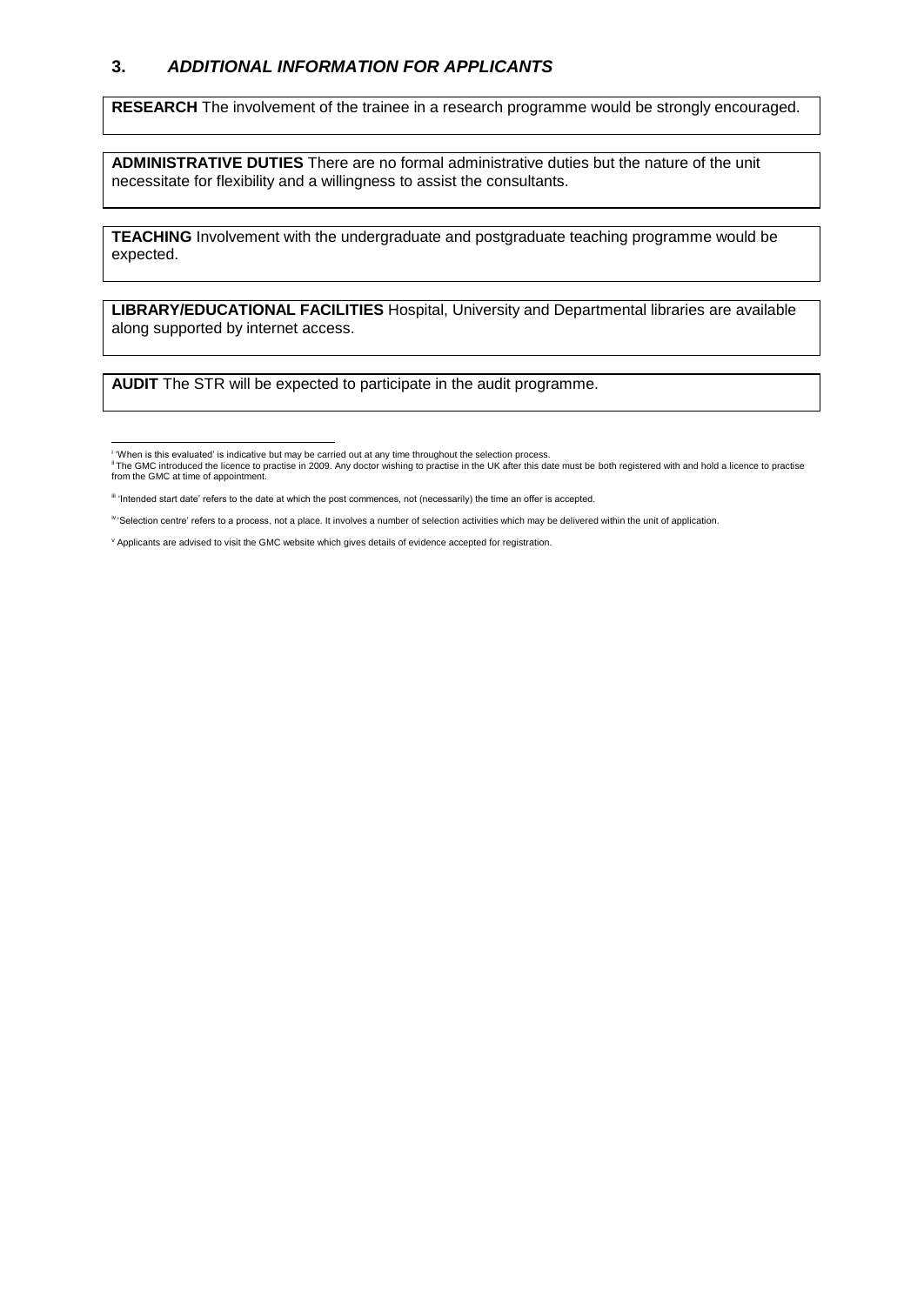## 3. *ADDITIONAL INFORMATION FOR APPLICANTS*

**RESEARCH** The involvement of the trainee in a research programme would be strongly encouraged.

**ADMINISTRATIVE DUTIES** There are no formal administrative duties but the nature of the unit necessitate for flexibility and a willingness to assist the consultants.

**TEACHING** Involvement with the undergraduate and postgraduate teaching programme would be expected.

**LIBRARY/EDUCATIONAL FACILITIES** Hospital, University and Departmental libraries are available along supported by internet access.

**AUDIT** The STR will be expected to participate in the audit programme.

---

[i] 'When is this evaluated' is indicative but may be carried out at any time throughout the selection process.

[ii] The GMC introduced the licence to practise in 2009. Any doctor wishing to practise in the UK after this date must be both registered with and hold a licence to practise from the GMC at time of appointment.

[iii] 'Intended start date' refers to the date at which the post commences, not (necessarily) the time an offer is accepted.

[iv] 'Selection centre' refers to a process, not a place. It involves a number of selection activities which may be delivered within the unit of application.

[v] Applicants are advised to visit the GMC website which gives details of evidence accepted for registration.